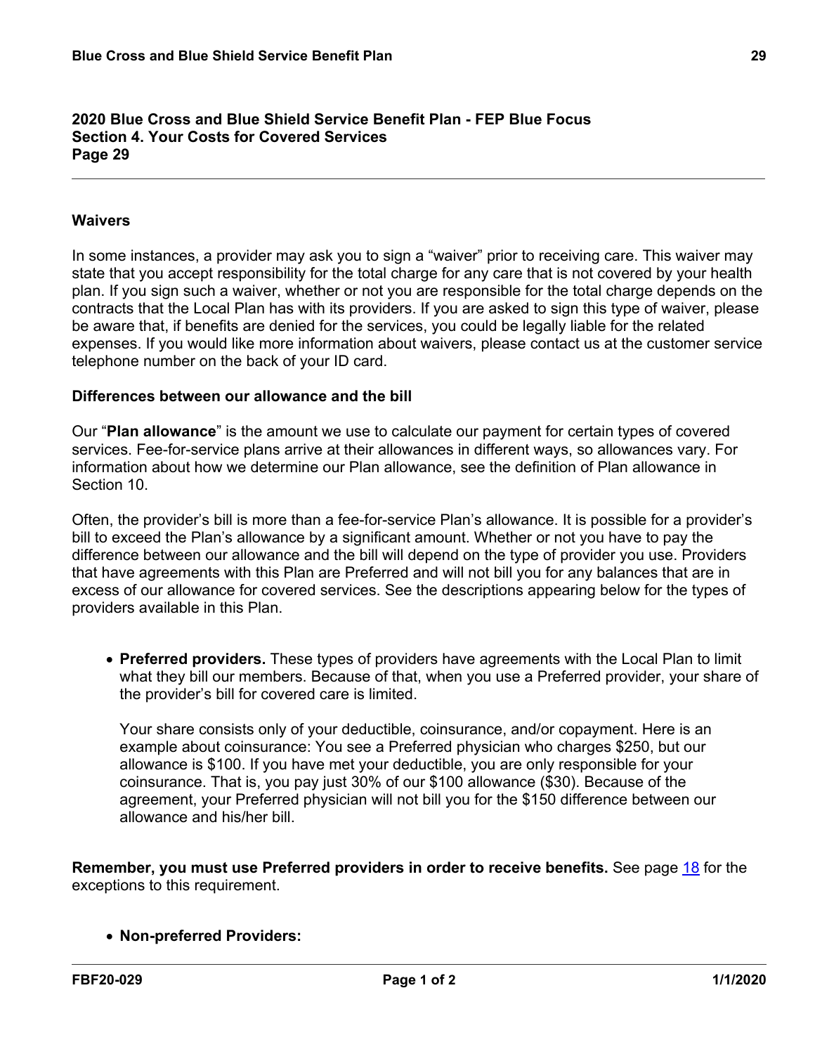## 2020 Blue Cross and Blue Shield Service Benefit Plan - FEP Blue Focus
## Section 4. Your Costs for Covered Services
## Page 29

### Waivers

In some instances, a provider may ask you to sign a "waiver" prior to receiving care. This waiver may state that you accept responsibility for the total charge for any care that is not covered by your health plan. If you sign such a waiver, whether or not you are responsible for the total charge depends on the contracts that the Local Plan has with its providers. If you are asked to sign this type of waiver, please be aware that, if benefits are denied for the services, you could be legally liable for the related expenses. If you would like more information about waivers, please contact us at the customer service telephone number on the back of your ID card.

### Differences between our allowance and the bill

Our "**Plan allowance**" is the amount we use to calculate our payment for certain types of covered services. Fee-for-service plans arrive at their allowances in different ways, so allowances vary. For information about how we determine our Plan allowance, see the definition of Plan allowance in Section 10.

Often, the provider's bill is more than a fee-for-service Plan's allowance. It is possible for a provider's bill to exceed the Plan's allowance by a significant amount. Whether or not you have to pay the difference between our allowance and the bill will depend on the type of provider you use. Providers that have agreements with this Plan are Preferred and will not bill you for any balances that are in excess of our allowance for covered services. See the descriptions appearing below for the types of providers available in this Plan.

- **Preferred providers.** These types of providers have agreements with the Local Plan to limit what they bill our members. Because of that, when you use a Preferred provider, your share of the provider's bill for covered care is limited.

  Your share consists only of your deductible, coinsurance, and/or copayment. Here is an example about coinsurance: You see a Preferred physician who charges $250, but our allowance is $100. If you have met your deductible, you are only responsible for your coinsurance. That is, you pay just 30% of our $100 allowance ($30). Because of the agreement, your Preferred physician will not bill you for the $150 difference between our allowance and his/her bill.

**Remember, you must use Preferred providers in order to receive benefits.** See page 18 for the exceptions to this requirement.

- **Non-preferred Providers:**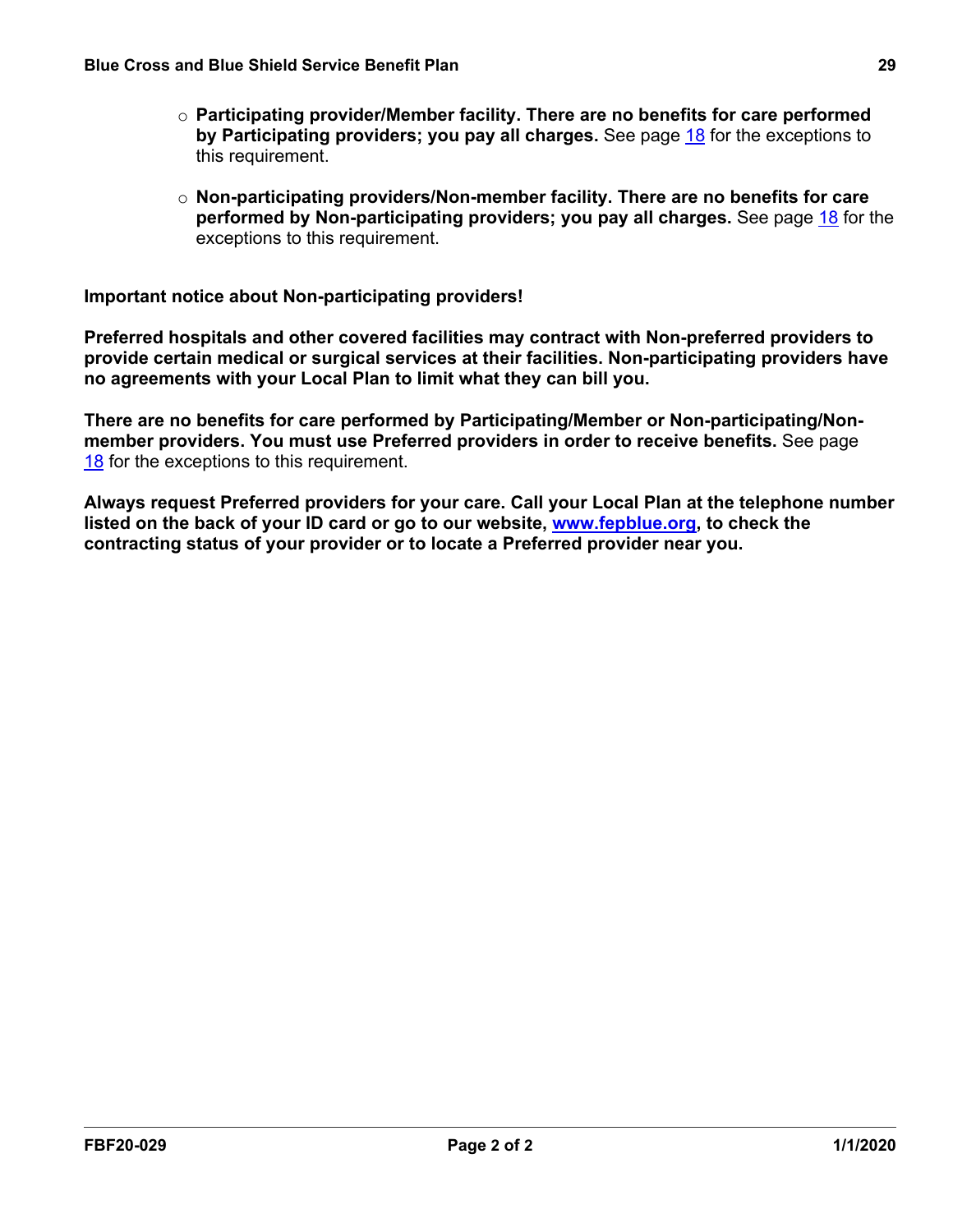- **Participating provider/Member facility. There are no benefits for care performed by Participating providers; you pay all charges.** See page 18 for the exceptions to this requirement.

- **Non-participating providers/Non-member facility. There are no benefits for care performed by Non-participating providers; you pay all charges.** See page 18 for the exceptions to this requirement.

**Important notice about Non-participating providers!**

**Preferred hospitals and other covered facilities may contract with Non-preferred providers to provide certain medical or surgical services at their facilities. Non-participating providers have no agreements with your Local Plan to limit what they can bill you.**

**There are no benefits for care performed by Participating/Member or Non-participating/Non-member providers. You must use Preferred providers in order to receive benefits.** See page 18 for the exceptions to this requirement.

**Always request Preferred providers for your care. Call your Local Plan at the telephone number listed on the back of your ID card or go to our website, www.fepblue.org, to check the contracting status of your provider or to locate a Preferred provider near you.**